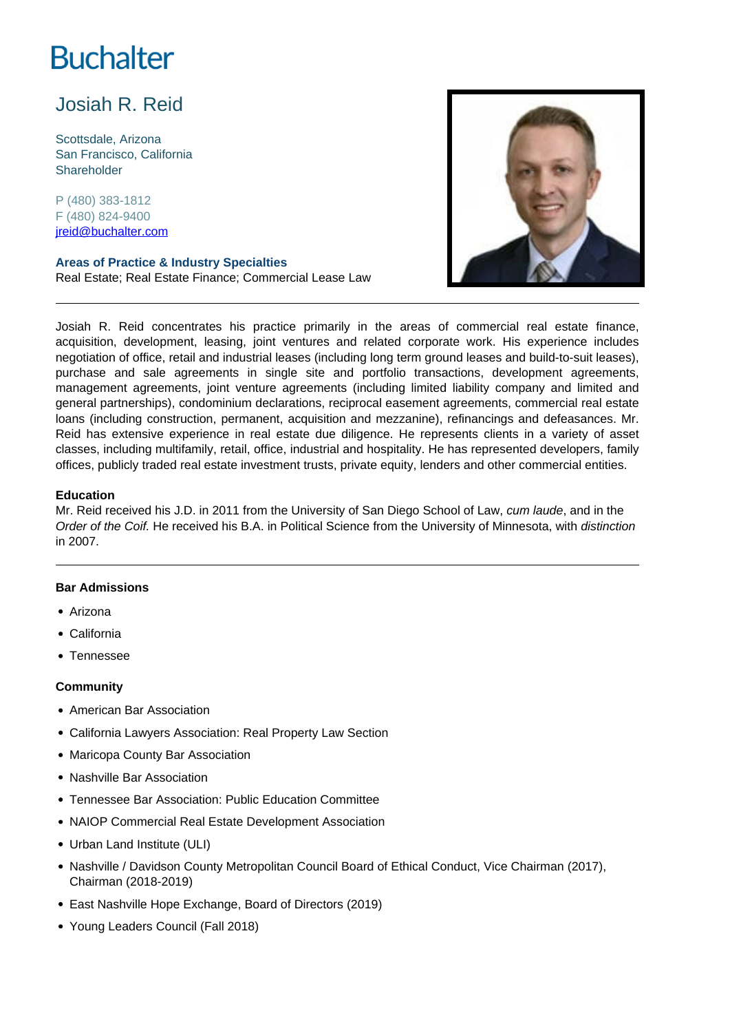# Buchalter

## Josiah R. Reid

Scottsdale, Arizona
San Francisco, California
Shareholder

P (480) 383-1812
F (480) 824-9400
[jreid@buchalter.com](mailto:jreid@buchalter.com)

**Areas of Practice & Industry Specialties**
Real Estate; Real Estate Finance; Commercial Lease Law

---

Josiah R. Reid concentrates his practice primarily in the areas of commercial real estate finance, acquisition, development, leasing, joint ventures and related corporate work. His experience includes negotiation of office, retail and industrial leases (including long term ground leases and build-to-suit leases), purchase and sale agreements in single site and portfolio transactions, development agreements, management agreements, joint venture agreements (including limited liability company and limited and general partnerships), condominium declarations, reciprocal easement agreements, commercial real estate loans (including construction, permanent, acquisition and mezzanine), refinancings and defeasances. Mr. Reid has extensive experience in real estate due diligence. He represents clients in a variety of asset classes, including multifamily, retail, office, industrial and hospitality. He has represented developers, family offices, publicly traded real estate investment trusts, private equity, lenders and other commercial entities.

**Education**
Mr. Reid received his J.D. in 2011 from the University of San Diego School of Law, *cum laude*, and in the *Order of the Coif.* He received his B.A. in Political Science from the University of Minnesota, with *distinction* in 2007.

---

**Bar Admissions**

- Arizona
- California
- Tennessee

**Community**

- American Bar Association
- California Lawyers Association: Real Property Law Section
- Maricopa County Bar Association
- Nashville Bar Association
- Tennessee Bar Association: Public Education Committee
- NAIOP Commercial Real Estate Development Association
- Urban Land Institute (ULI)
- Nashville / Davidson County Metropolitan Council Board of Ethical Conduct, Vice Chairman (2017), Chairman (2018-2019)
- East Nashville Hope Exchange, Board of Directors (2019)
- Young Leaders Council (Fall 2018)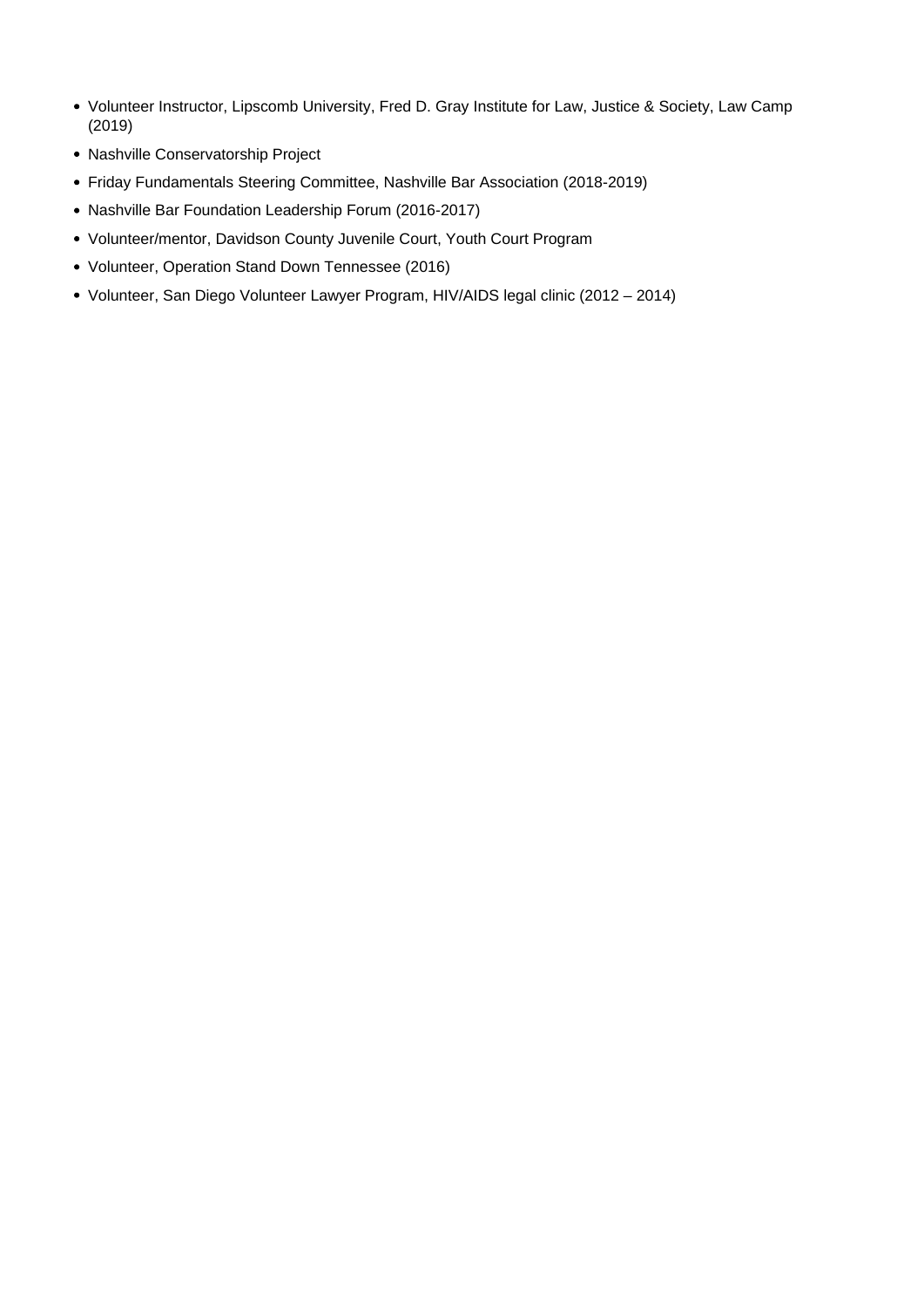- Volunteer Instructor, Lipscomb University, Fred D. Gray Institute for Law, Justice & Society, Law Camp (2019)
- Nashville Conservatorship Project
- Friday Fundamentals Steering Committee, Nashville Bar Association (2018-2019)
- Nashville Bar Foundation Leadership Forum (2016-2017)
- Volunteer/mentor, Davidson County Juvenile Court, Youth Court Program
- Volunteer, Operation Stand Down Tennessee (2016)
- Volunteer, San Diego Volunteer Lawyer Program, HIV/AIDS legal clinic (2012 – 2014)